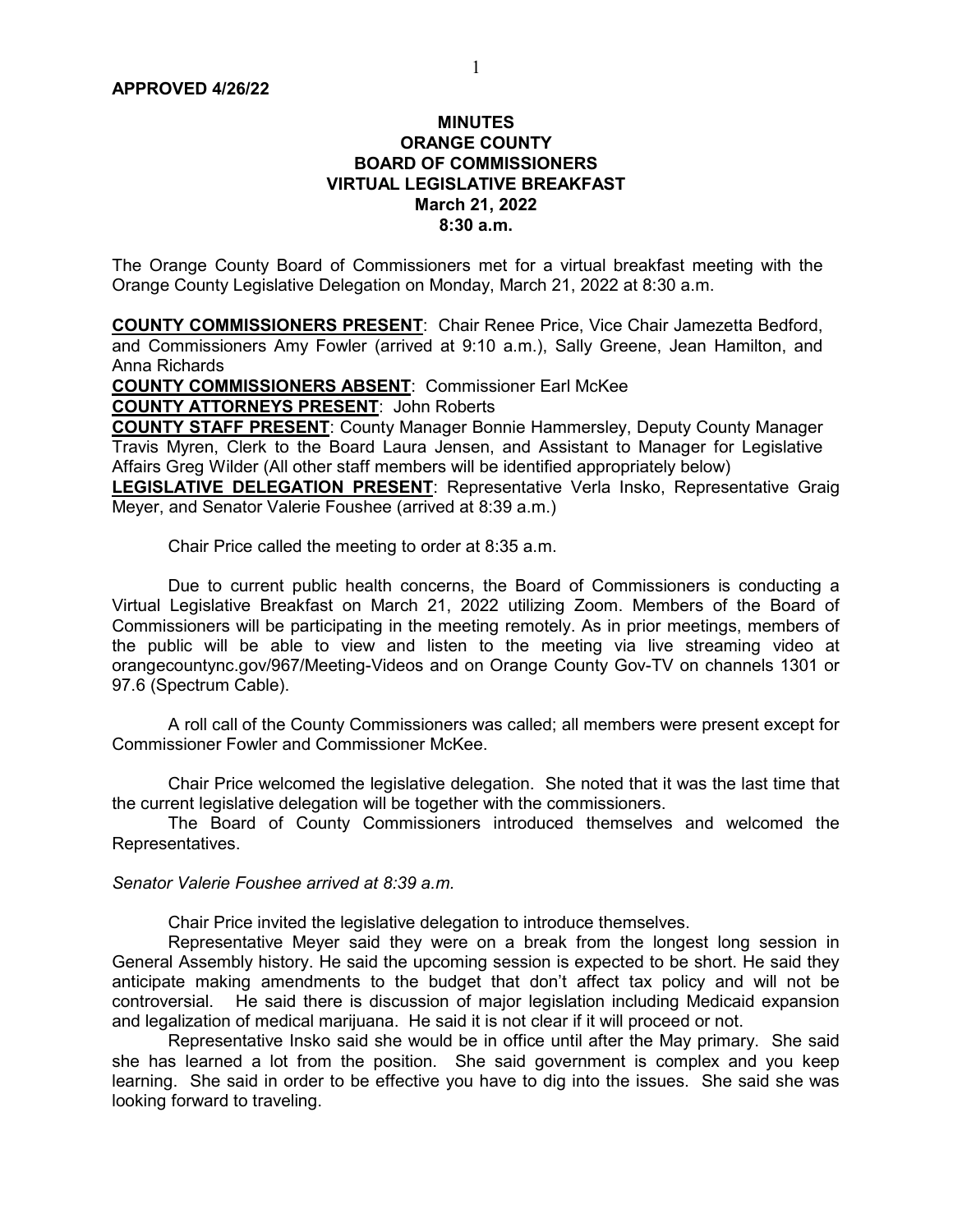**APPROVED 4/26/22**

**MINUTES**
**ORANGE COUNTY**
**BOARD OF COMMISSIONERS**
**VIRTUAL LEGISLATIVE BREAKFAST**
**March 21, 2022**
**8:30 a.m.**

The Orange County Board of Commissioners met for a virtual breakfast meeting with the Orange County Legislative Delegation on Monday, March 21, 2022 at 8:30 a.m.

**COUNTY COMMISSIONERS PRESENT**: Chair Renee Price, Vice Chair Jamezetta Bedford, and Commissioners Amy Fowler (arrived at 9:10 a.m.), Sally Greene, Jean Hamilton, and Anna Richards

**COUNTY COMMISSIONERS ABSENT**: Commissioner Earl McKee

**COUNTY ATTORNEYS PRESENT**: John Roberts

**COUNTY STAFF PRESENT**: County Manager Bonnie Hammersley, Deputy County Manager Travis Myren, Clerk to the Board Laura Jensen, and Assistant to Manager for Legislative Affairs Greg Wilder (All other staff members will be identified appropriately below)

**LEGISLATIVE DELEGATION PRESENT**: Representative Verla Insko, Representative Graig Meyer, and Senator Valerie Foushee (arrived at 8:39 a.m.)

Chair Price called the meeting to order at 8:35 a.m.

Due to current public health concerns, the Board of Commissioners is conducting a Virtual Legislative Breakfast on March 21, 2022 utilizing Zoom. Members of the Board of Commissioners will be participating in the meeting remotely. As in prior meetings, members of the public will be able to view and listen to the meeting via live streaming video at orangecountync.gov/967/Meeting-Videos and on Orange County Gov-TV on channels 1301 or 97.6 (Spectrum Cable).

A roll call of the County Commissioners was called; all members were present except for Commissioner Fowler and Commissioner McKee.

Chair Price welcomed the legislative delegation. She noted that it was the last time that the current legislative delegation will be together with the commissioners.

The Board of County Commissioners introduced themselves and welcomed the Representatives.

*Senator Valerie Foushee arrived at 8:39 a.m.*

Chair Price invited the legislative delegation to introduce themselves.

Representative Meyer said they were on a break from the longest long session in General Assembly history. He said the upcoming session is expected to be short. He said they anticipate making amendments to the budget that don't affect tax policy and will not be controversial. He said there is discussion of major legislation including Medicaid expansion and legalization of medical marijuana. He said it is not clear if it will proceed or not.

Representative Insko said she would be in office until after the May primary. She said she has learned a lot from the position. She said government is complex and you keep learning. She said in order to be effective you have to dig into the issues. She said she was looking forward to traveling.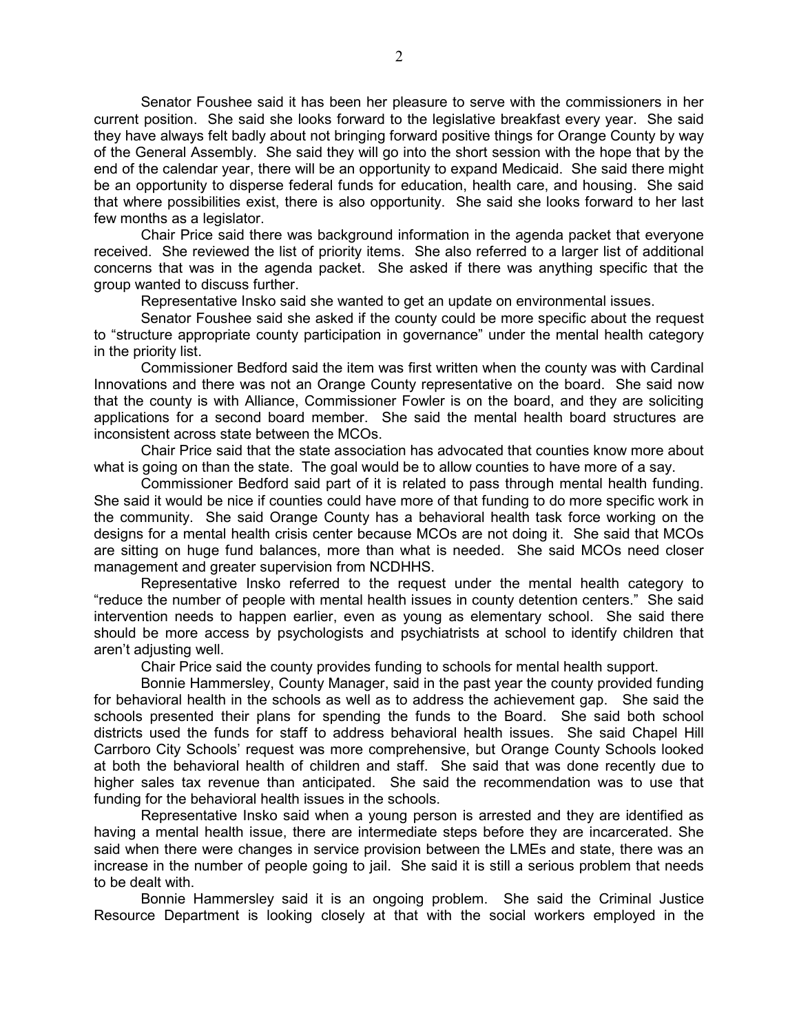Senator Foushee said it has been her pleasure to serve with the commissioners in her current position. She said she looks forward to the legislative breakfast every year. She said they have always felt badly about not bringing forward positive things for Orange County by way of the General Assembly. She said they will go into the short session with the hope that by the end of the calendar year, there will be an opportunity to expand Medicaid. She said there might be an opportunity to disperse federal funds for education, health care, and housing. She said that where possibilities exist, there is also opportunity. She said she looks forward to her last few months as a legislator.

Chair Price said there was background information in the agenda packet that everyone received. She reviewed the list of priority items. She also referred to a larger list of additional concerns that was in the agenda packet. She asked if there was anything specific that the group wanted to discuss further.

Representative Insko said she wanted to get an update on environmental issues.

Senator Foushee said she asked if the county could be more specific about the request to "structure appropriate county participation in governance" under the mental health category in the priority list.

Commissioner Bedford said the item was first written when the county was with Cardinal Innovations and there was not an Orange County representative on the board. She said now that the county is with Alliance, Commissioner Fowler is on the board, and they are soliciting applications for a second board member. She said the mental health board structures are inconsistent across state between the MCOs.

Chair Price said that the state association has advocated that counties know more about what is going on than the state. The goal would be to allow counties to have more of a say.

Commissioner Bedford said part of it is related to pass through mental health funding. She said it would be nice if counties could have more of that funding to do more specific work in the community. She said Orange County has a behavioral health task force working on the designs for a mental health crisis center because MCOs are not doing it. She said that MCOs are sitting on huge fund balances, more than what is needed. She said MCOs need closer management and greater supervision from NCDHHS.

Representative Insko referred to the request under the mental health category to "reduce the number of people with mental health issues in county detention centers." She said intervention needs to happen earlier, even as young as elementary school. She said there should be more access by psychologists and psychiatrists at school to identify children that aren't adjusting well.

Chair Price said the county provides funding to schools for mental health support.

Bonnie Hammersley, County Manager, said in the past year the county provided funding for behavioral health in the schools as well as to address the achievement gap. She said the schools presented their plans for spending the funds to the Board. She said both school districts used the funds for staff to address behavioral health issues. She said Chapel Hill Carrboro City Schools' request was more comprehensive, but Orange County Schools looked at both the behavioral health of children and staff. She said that was done recently due to higher sales tax revenue than anticipated. She said the recommendation was to use that funding for the behavioral health issues in the schools.

Representative Insko said when a young person is arrested and they are identified as having a mental health issue, there are intermediate steps before they are incarcerated. She said when there were changes in service provision between the LMEs and state, there was an increase in the number of people going to jail. She said it is still a serious problem that needs to be dealt with.

Bonnie Hammersley said it is an ongoing problem. She said the Criminal Justice Resource Department is looking closely at that with the social workers employed in the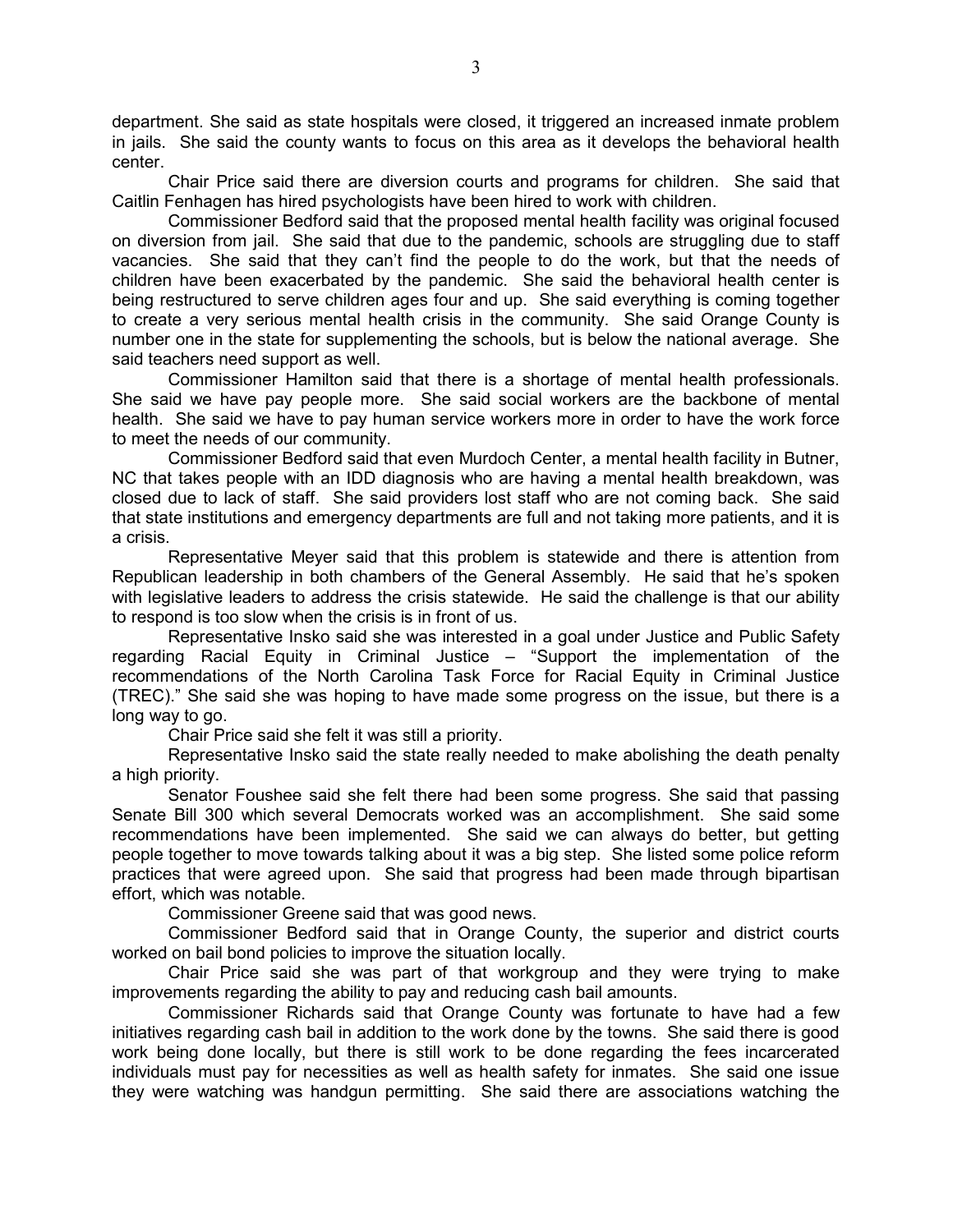department. She said as state hospitals were closed, it triggered an increased inmate problem in jails. She said the county wants to focus on this area as it develops the behavioral health center.

Chair Price said there are diversion courts and programs for children. She said that Caitlin Fenhagen has hired psychologists have been hired to work with children.

Commissioner Bedford said that the proposed mental health facility was original focused on diversion from jail. She said that due to the pandemic, schools are struggling due to staff vacancies. She said that they can't find the people to do the work, but that the needs of children have been exacerbated by the pandemic. She said the behavioral health center is being restructured to serve children ages four and up. She said everything is coming together to create a very serious mental health crisis in the community. She said Orange County is number one in the state for supplementing the schools, but is below the national average. She said teachers need support as well.

Commissioner Hamilton said that there is a shortage of mental health professionals. She said we have pay people more. She said social workers are the backbone of mental health. She said we have to pay human service workers more in order to have the work force to meet the needs of our community.

Commissioner Bedford said that even Murdoch Center, a mental health facility in Butner, NC that takes people with an IDD diagnosis who are having a mental health breakdown, was closed due to lack of staff. She said providers lost staff who are not coming back. She said that state institutions and emergency departments are full and not taking more patients, and it is a crisis.

Representative Meyer said that this problem is statewide and there is attention from Republican leadership in both chambers of the General Assembly. He said that he's spoken with legislative leaders to address the crisis statewide. He said the challenge is that our ability to respond is too slow when the crisis is in front of us.

Representative Insko said she was interested in a goal under Justice and Public Safety regarding Racial Equity in Criminal Justice – "Support the implementation of the recommendations of the North Carolina Task Force for Racial Equity in Criminal Justice (TREC)." She said she was hoping to have made some progress on the issue, but there is a long way to go.

Chair Price said she felt it was still a priority.

Representative Insko said the state really needed to make abolishing the death penalty a high priority.

Senator Foushee said she felt there had been some progress. She said that passing Senate Bill 300 which several Democrats worked was an accomplishment. She said some recommendations have been implemented. She said we can always do better, but getting people together to move towards talking about it was a big step. She listed some police reform practices that were agreed upon. She said that progress had been made through bipartisan effort, which was notable.

Commissioner Greene said that was good news.

Commissioner Bedford said that in Orange County, the superior and district courts worked on bail bond policies to improve the situation locally.

Chair Price said she was part of that workgroup and they were trying to make improvements regarding the ability to pay and reducing cash bail amounts.

Commissioner Richards said that Orange County was fortunate to have had a few initiatives regarding cash bail in addition to the work done by the towns. She said there is good work being done locally, but there is still work to be done regarding the fees incarcerated individuals must pay for necessities as well as health safety for inmates. She said one issue they were watching was handgun permitting. She said there are associations watching the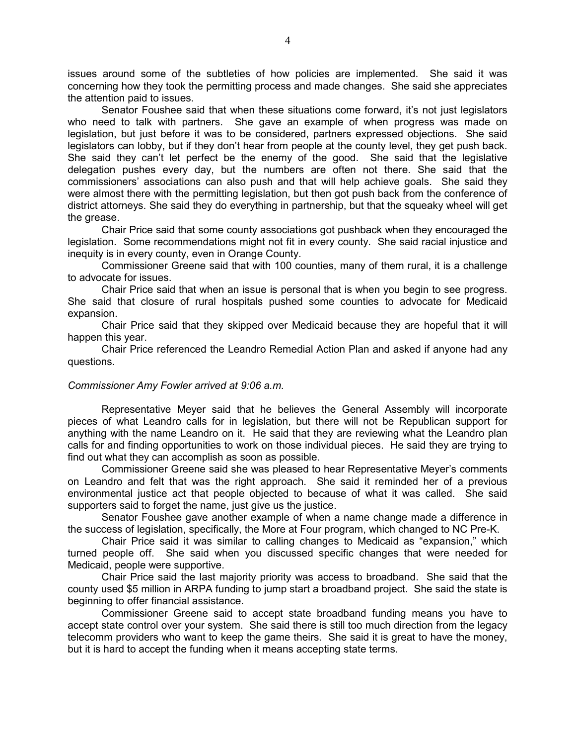issues around some of the subtleties of how policies are implemented. She said it was concerning how they took the permitting process and made changes. She said she appreciates the attention paid to issues.

Senator Foushee said that when these situations come forward, it's not just legislators who need to talk with partners. She gave an example of when progress was made on legislation, but just before it was to be considered, partners expressed objections. She said legislators can lobby, but if they don't hear from people at the county level, they get push back. She said they can't let perfect be the enemy of the good. She said that the legislative delegation pushes every day, but the numbers are often not there. She said that the commissioners' associations can also push and that will help achieve goals. She said they were almost there with the permitting legislation, but then got push back from the conference of district attorneys. She said they do everything in partnership, but that the squeaky wheel will get the grease.

Chair Price said that some county associations got pushback when they encouraged the legislation. Some recommendations might not fit in every county. She said racial injustice and inequity is in every county, even in Orange County.

Commissioner Greene said that with 100 counties, many of them rural, it is a challenge to advocate for issues.

Chair Price said that when an issue is personal that is when you begin to see progress. She said that closure of rural hospitals pushed some counties to advocate for Medicaid expansion.

Chair Price said that they skipped over Medicaid because they are hopeful that it will happen this year.

Chair Price referenced the Leandro Remedial Action Plan and asked if anyone had any questions.

*Commissioner Amy Fowler arrived at 9:06 a.m.*

Representative Meyer said that he believes the General Assembly will incorporate pieces of what Leandro calls for in legislation, but there will not be Republican support for anything with the name Leandro on it. He said that they are reviewing what the Leandro plan calls for and finding opportunities to work on those individual pieces. He said they are trying to find out what they can accomplish as soon as possible.

Commissioner Greene said she was pleased to hear Representative Meyer's comments on Leandro and felt that was the right approach. She said it reminded her of a previous environmental justice act that people objected to because of what it was called. She said supporters said to forget the name, just give us the justice.

Senator Foushee gave another example of when a name change made a difference in the success of legislation, specifically, the More at Four program, which changed to NC Pre-K.

Chair Price said it was similar to calling changes to Medicaid as "expansion," which turned people off. She said when you discussed specific changes that were needed for Medicaid, people were supportive.

Chair Price said the last majority priority was access to broadband. She said that the county used $5 million in ARPA funding to jump start a broadband project. She said the state is beginning to offer financial assistance.

Commissioner Greene said to accept state broadband funding means you have to accept state control over your system. She said there is still too much direction from the legacy telecomm providers who want to keep the game theirs. She said it is great to have the money, but it is hard to accept the funding when it means accepting state terms.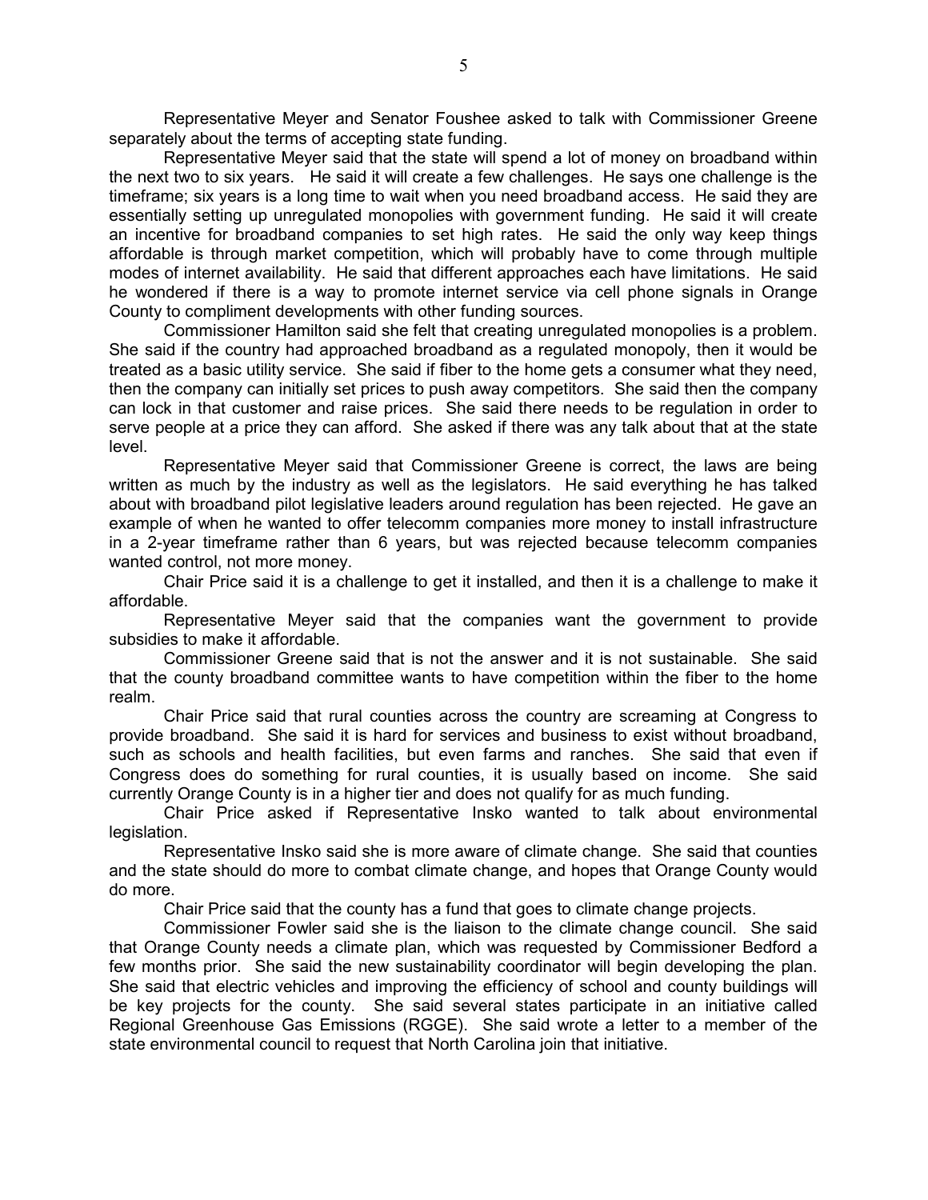Representative Meyer and Senator Foushee asked to talk with Commissioner Greene separately about the terms of accepting state funding.

Representative Meyer said that the state will spend a lot of money on broadband within the next two to six years. He said it will create a few challenges. He says one challenge is the timeframe; six years is a long time to wait when you need broadband access. He said they are essentially setting up unregulated monopolies with government funding. He said it will create an incentive for broadband companies to set high rates. He said the only way keep things affordable is through market competition, which will probably have to come through multiple modes of internet availability. He said that different approaches each have limitations. He said he wondered if there is a way to promote internet service via cell phone signals in Orange County to compliment developments with other funding sources.

Commissioner Hamilton said she felt that creating unregulated monopolies is a problem. She said if the country had approached broadband as a regulated monopoly, then it would be treated as a basic utility service. She said if fiber to the home gets a consumer what they need, then the company can initially set prices to push away competitors. She said then the company can lock in that customer and raise prices. She said there needs to be regulation in order to serve people at a price they can afford. She asked if there was any talk about that at the state level.

Representative Meyer said that Commissioner Greene is correct, the laws are being written as much by the industry as well as the legislators. He said everything he has talked about with broadband pilot legislative leaders around regulation has been rejected. He gave an example of when he wanted to offer telecomm companies more money to install infrastructure in a 2-year timeframe rather than 6 years, but was rejected because telecomm companies wanted control, not more money.

Chair Price said it is a challenge to get it installed, and then it is a challenge to make it affordable.

Representative Meyer said that the companies want the government to provide subsidies to make it affordable.

Commissioner Greene said that is not the answer and it is not sustainable. She said that the county broadband committee wants to have competition within the fiber to the home realm.

Chair Price said that rural counties across the country are screaming at Congress to provide broadband. She said it is hard for services and business to exist without broadband, such as schools and health facilities, but even farms and ranches. She said that even if Congress does do something for rural counties, it is usually based on income. She said currently Orange County is in a higher tier and does not qualify for as much funding.

Chair Price asked if Representative Insko wanted to talk about environmental legislation.

Representative Insko said she is more aware of climate change. She said that counties and the state should do more to combat climate change, and hopes that Orange County would do more.

Chair Price said that the county has a fund that goes to climate change projects.

Commissioner Fowler said she is the liaison to the climate change council. She said that Orange County needs a climate plan, which was requested by Commissioner Bedford a few months prior. She said the new sustainability coordinator will begin developing the plan. She said that electric vehicles and improving the efficiency of school and county buildings will be key projects for the county. She said several states participate in an initiative called Regional Greenhouse Gas Emissions (RGGE). She said wrote a letter to a member of the state environmental council to request that North Carolina join that initiative.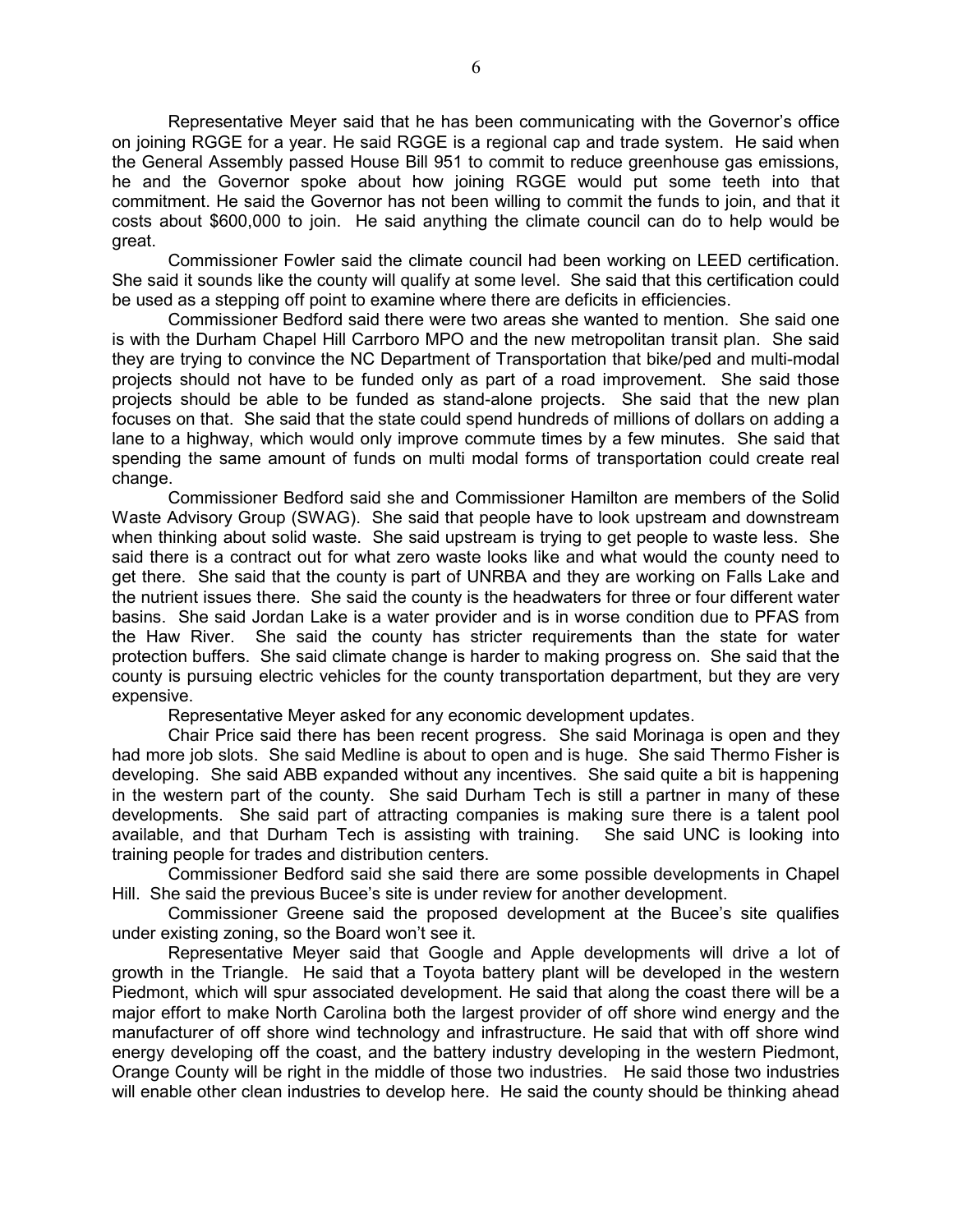Representative Meyer said that he has been communicating with the Governor's office on joining RGGE for a year. He said RGGE is a regional cap and trade system. He said when the General Assembly passed House Bill 951 to commit to reduce greenhouse gas emissions, he and the Governor spoke about how joining RGGE would put some teeth into that commitment. He said the Governor has not been willing to commit the funds to join, and that it costs about $600,000 to join. He said anything the climate council can do to help would be great.

Commissioner Fowler said the climate council had been working on LEED certification. She said it sounds like the county will qualify at some level. She said that this certification could be used as a stepping off point to examine where there are deficits in efficiencies.

Commissioner Bedford said there were two areas she wanted to mention. She said one is with the Durham Chapel Hill Carrboro MPO and the new metropolitan transit plan. She said they are trying to convince the NC Department of Transportation that bike/ped and multi-modal projects should not have to be funded only as part of a road improvement. She said those projects should be able to be funded as stand-alone projects. She said that the new plan focuses on that. She said that the state could spend hundreds of millions of dollars on adding a lane to a highway, which would only improve commute times by a few minutes. She said that spending the same amount of funds on multi modal forms of transportation could create real change.

Commissioner Bedford said she and Commissioner Hamilton are members of the Solid Waste Advisory Group (SWAG). She said that people have to look upstream and downstream when thinking about solid waste. She said upstream is trying to get people to waste less. She said there is a contract out for what zero waste looks like and what would the county need to get there. She said that the county is part of UNRBA and they are working on Falls Lake and the nutrient issues there. She said the county is the headwaters for three or four different water basins. She said Jordan Lake is a water provider and is in worse condition due to PFAS from the Haw River. She said the county has stricter requirements than the state for water protection buffers. She said climate change is harder to making progress on. She said that the county is pursuing electric vehicles for the county transportation department, but they are very expensive.

Representative Meyer asked for any economic development updates.

Chair Price said there has been recent progress. She said Morinaga is open and they had more job slots. She said Medline is about to open and is huge. She said Thermo Fisher is developing. She said ABB expanded without any incentives. She said quite a bit is happening in the western part of the county. She said Durham Tech is still a partner in many of these developments. She said part of attracting companies is making sure there is a talent pool available, and that Durham Tech is assisting with training. She said UNC is looking into training people for trades and distribution centers.

Commissioner Bedford said she said there are some possible developments in Chapel Hill. She said the previous Bucee's site is under review for another development.

Commissioner Greene said the proposed development at the Bucee's site qualifies under existing zoning, so the Board won't see it.

Representative Meyer said that Google and Apple developments will drive a lot of growth in the Triangle. He said that a Toyota battery plant will be developed in the western Piedmont, which will spur associated development. He said that along the coast there will be a major effort to make North Carolina both the largest provider of off shore wind energy and the manufacturer of off shore wind technology and infrastructure. He said that with off shore wind energy developing off the coast, and the battery industry developing in the western Piedmont, Orange County will be right in the middle of those two industries. He said those two industries will enable other clean industries to develop here. He said the county should be thinking ahead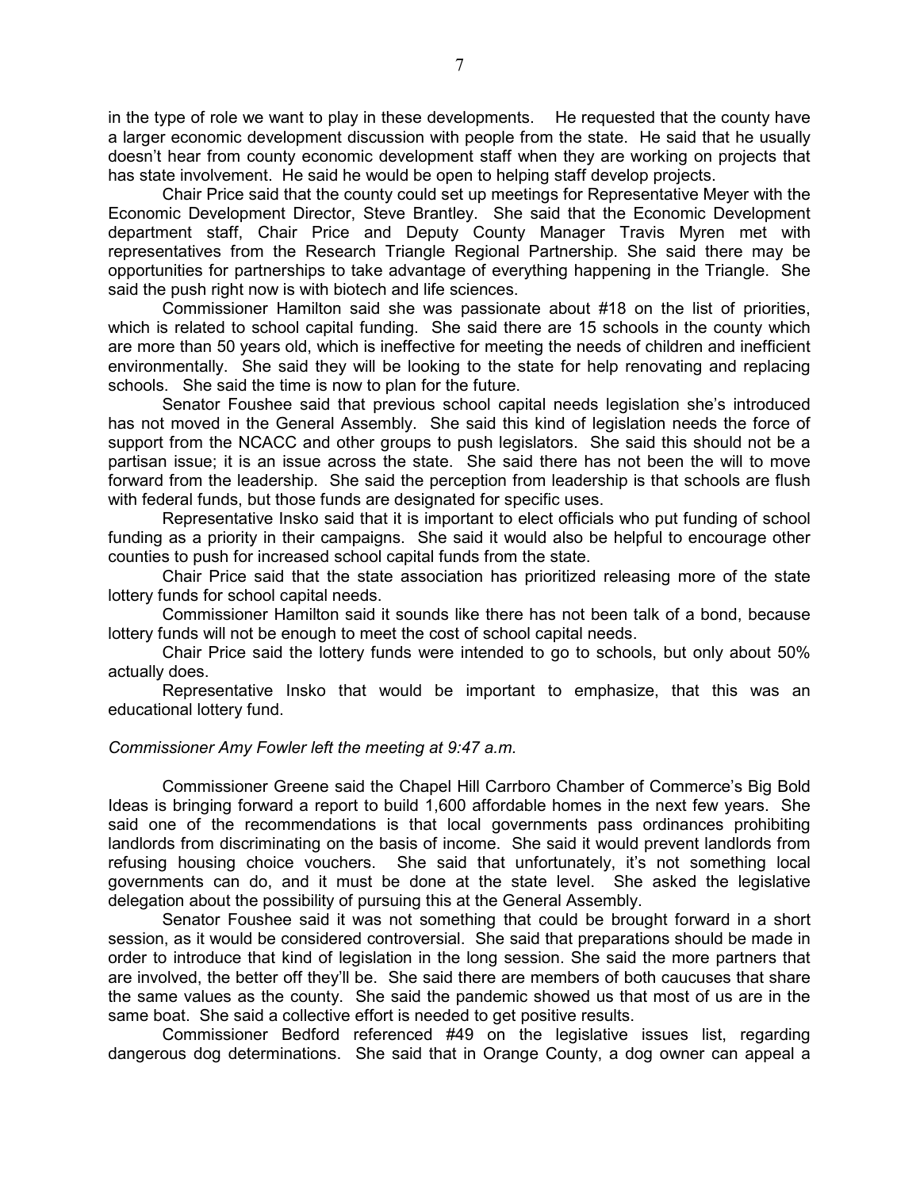in the type of role we want to play in these developments. He requested that the county have a larger economic development discussion with people from the state. He said that he usually doesn't hear from county economic development staff when they are working on projects that has state involvement. He said he would be open to helping staff develop projects.

Chair Price said that the county could set up meetings for Representative Meyer with the Economic Development Director, Steve Brantley. She said that the Economic Development department staff, Chair Price and Deputy County Manager Travis Myren met with representatives from the Research Triangle Regional Partnership. She said there may be opportunities for partnerships to take advantage of everything happening in the Triangle. She said the push right now is with biotech and life sciences.

Commissioner Hamilton said she was passionate about #18 on the list of priorities, which is related to school capital funding. She said there are 15 schools in the county which are more than 50 years old, which is ineffective for meeting the needs of children and inefficient environmentally. She said they will be looking to the state for help renovating and replacing schools. She said the time is now to plan for the future.

Senator Foushee said that previous school capital needs legislation she's introduced has not moved in the General Assembly. She said this kind of legislation needs the force of support from the NCACC and other groups to push legislators. She said this should not be a partisan issue; it is an issue across the state. She said there has not been the will to move forward from the leadership. She said the perception from leadership is that schools are flush with federal funds, but those funds are designated for specific uses.

Representative Insko said that it is important to elect officials who put funding of school funding as a priority in their campaigns. She said it would also be helpful to encourage other counties to push for increased school capital funds from the state.

Chair Price said that the state association has prioritized releasing more of the state lottery funds for school capital needs.

Commissioner Hamilton said it sounds like there has not been talk of a bond, because lottery funds will not be enough to meet the cost of school capital needs.

Chair Price said the lottery funds were intended to go to schools, but only about 50% actually does.

Representative Insko that would be important to emphasize, that this was an educational lottery fund.

*Commissioner Amy Fowler left the meeting at 9:47 a.m.*

Commissioner Greene said the Chapel Hill Carrboro Chamber of Commerce's Big Bold Ideas is bringing forward a report to build 1,600 affordable homes in the next few years. She said one of the recommendations is that local governments pass ordinances prohibiting landlords from discriminating on the basis of income. She said it would prevent landlords from refusing housing choice vouchers. She said that unfortunately, it's not something local governments can do, and it must be done at the state level. She asked the legislative delegation about the possibility of pursuing this at the General Assembly.

Senator Foushee said it was not something that could be brought forward in a short session, as it would be considered controversial. She said that preparations should be made in order to introduce that kind of legislation in the long session. She said the more partners that are involved, the better off they'll be. She said there are members of both caucuses that share the same values as the county. She said the pandemic showed us that most of us are in the same boat. She said a collective effort is needed to get positive results.

Commissioner Bedford referenced #49 on the legislative issues list, regarding dangerous dog determinations. She said that in Orange County, a dog owner can appeal a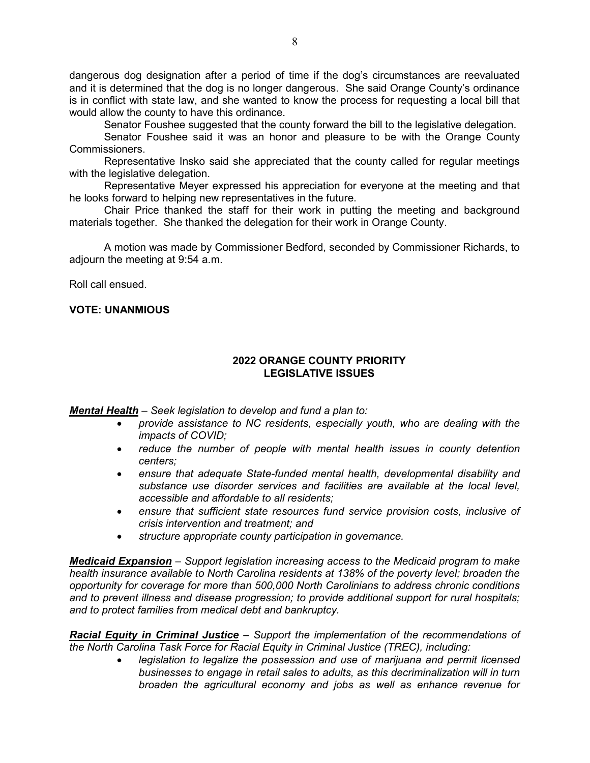dangerous dog designation after a period of time if the dog's circumstances are reevaluated and it is determined that the dog is no longer dangerous. She said Orange County's ordinance is in conflict with state law, and she wanted to know the process for requesting a local bill that would allow the county to have this ordinance.

Senator Foushee suggested that the county forward the bill to the legislative delegation.

Senator Foushee said it was an honor and pleasure to be with the Orange County Commissioners.

Representative Insko said she appreciated that the county called for regular meetings with the legislative delegation.

Representative Meyer expressed his appreciation for everyone at the meeting and that he looks forward to helping new representatives in the future.

Chair Price thanked the staff for their work in putting the meeting and background materials together. She thanked the delegation for their work in Orange County.

A motion was made by Commissioner Bedford, seconded by Commissioner Richards, to adjourn the meeting at 9:54 a.m.

Roll call ensued.

**VOTE: UNANMIOUS**

## 2022 ORANGE COUNTY PRIORITY LEGISLATIVE ISSUES

***Mental Health*** – *Seek legislation to develop and fund a plan to:*

- *provide assistance to NC residents, especially youth, who are dealing with the impacts of COVID;*
- *reduce the number of people with mental health issues in county detention centers;*
- *ensure that adequate State-funded mental health, developmental disability and substance use disorder services and facilities are available at the local level, accessible and affordable to all residents;*
- *ensure that sufficient state resources fund service provision costs, inclusive of crisis intervention and treatment; and*
- *structure appropriate county participation in governance.*

***Medicaid Expansion*** – *Support legislation increasing access to the Medicaid program to make health insurance available to North Carolina residents at 138% of the poverty level; broaden the opportunity for coverage for more than 500,000 North Carolinians to address chronic conditions and to prevent illness and disease progression; to provide additional support for rural hospitals; and to protect families from medical debt and bankruptcy.*

***Racial Equity in Criminal Justice*** – *Support the implementation of the recommendations of the North Carolina Task Force for Racial Equity in Criminal Justice (TREC), including:*

- *legislation to legalize the possession and use of marijuana and permit licensed businesses to engage in retail sales to adults, as this decriminalization will in turn broaden the agricultural economy and jobs as well as enhance revenue for*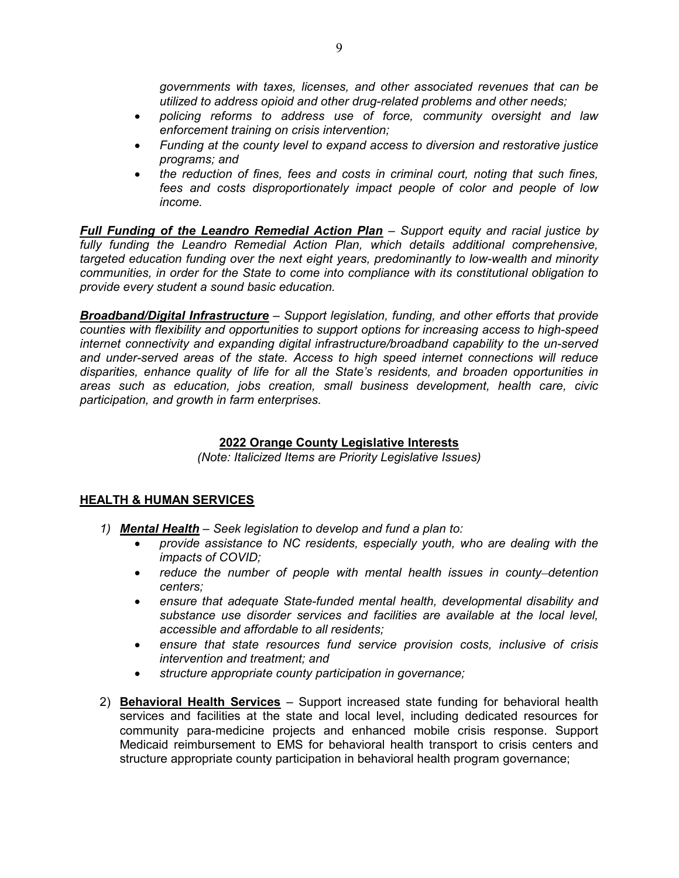*governments with taxes, licenses, and other associated revenues that can be utilized to address opioid and other drug-related problems and other needs;*

- *policing reforms to address use of force, community oversight and law enforcement training on crisis intervention;*
- *Funding at the county level to expand access to diversion and restorative justice programs; and*
- *the reduction of fines, fees and costs in criminal court, noting that such fines, fees and costs disproportionately impact people of color and people of low income.*

***Full Funding of the Leandro Remedial Action Plan*** *– Support equity and racial justice by fully funding the Leandro Remedial Action Plan, which details additional comprehensive, targeted education funding over the next eight years, predominantly to low-wealth and minority communities, in order for the State to come into compliance with its constitutional obligation to provide every student a sound basic education.*

***Broadband/Digital Infrastructure*** *– Support legislation, funding, and other efforts that provide counties with flexibility and opportunities to support options for increasing access to high-speed internet connectivity and expanding digital infrastructure/broadband capability to the un-served and under-served areas of the state. Access to high speed internet connections will reduce disparities, enhance quality of life for all the State's residents, and broaden opportunities in areas such as education, jobs creation, small business development, health care, civic participation, and growth in farm enterprises.*

## 2022 Orange County Legislative Interests

*(Note: Italicized Items are Priority Legislative Issues)*

### HEALTH & HUMAN SERVICES

1) ***Mental Health*** *– Seek legislation to develop and fund a plan to:*
    - *provide assistance to NC residents, especially youth, who are dealing with the impacts of COVID;*
    - *reduce the number of people with mental health issues in county–detention centers;*
    - *ensure that adequate State-funded mental health, developmental disability and substance use disorder services and facilities are available at the local level, accessible and affordable to all residents;*
    - *ensure that state resources fund service provision costs, inclusive of crisis intervention and treatment; and*
    - *structure appropriate county participation in governance;*

2) **Behavioral Health Services** – Support increased state funding for behavioral health services and facilities at the state and local level, including dedicated resources for community para-medicine projects and enhanced mobile crisis response. Support Medicaid reimbursement to EMS for behavioral health transport to crisis centers and structure appropriate county participation in behavioral health program governance;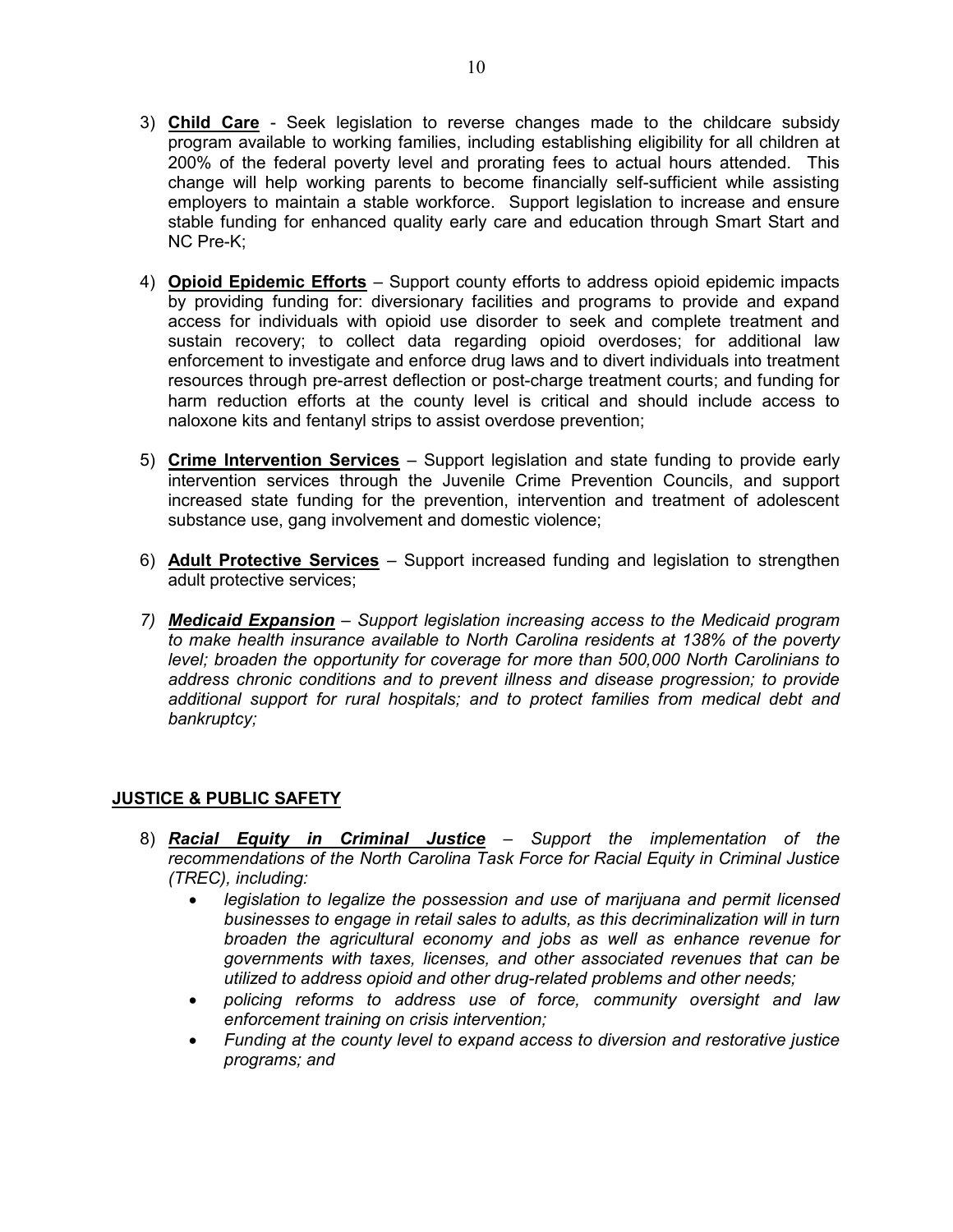3) **Child Care** - Seek legislation to reverse changes made to the childcare subsidy program available to working families, including establishing eligibility for all children at 200% of the federal poverty level and prorating fees to actual hours attended. This change will help working parents to become financially self-sufficient while assisting employers to maintain a stable workforce. Support legislation to increase and ensure stable funding for enhanced quality early care and education through Smart Start and NC Pre-K;

4) **Opioid Epidemic Efforts** – Support county efforts to address opioid epidemic impacts by providing funding for: diversionary facilities and programs to provide and expand access for individuals with opioid use disorder to seek and complete treatment and sustain recovery; to collect data regarding opioid overdoses; for additional law enforcement to investigate and enforce drug laws and to divert individuals into treatment resources through pre-arrest deflection or post-charge treatment courts; and funding for harm reduction efforts at the county level is critical and should include access to naloxone kits and fentanyl strips to assist overdose prevention;

5) **Crime Intervention Services** – Support legislation and state funding to provide early intervention services through the Juvenile Crime Prevention Councils, and support increased state funding for the prevention, intervention and treatment of adolescent substance use, gang involvement and domestic violence;

6) **Adult Protective Services** – Support increased funding and legislation to strengthen adult protective services;

7) ***Medicaid Expansion*** – *Support legislation increasing access to the Medicaid program to make health insurance available to North Carolina residents at 138% of the poverty level; broaden the opportunity for coverage for more than 500,000 North Carolinians to address chronic conditions and to prevent illness and disease progression; to provide additional support for rural hospitals; and to protect families from medical debt and bankruptcy;*

## JUSTICE & PUBLIC SAFETY

8) ***Racial Equity in Criminal Justice*** – *Support the implementation of the recommendations of the North Carolina Task Force for Racial Equity in Criminal Justice (TREC), including:*
   - *legislation to legalize the possession and use of marijuana and permit licensed businesses to engage in retail sales to adults, as this decriminalization will in turn broaden the agricultural economy and jobs as well as enhance revenue for governments with taxes, licenses, and other associated revenues that can be utilized to address opioid and other drug-related problems and other needs;*
   - *policing reforms to address use of force, community oversight and law enforcement training on crisis intervention;*
   - *Funding at the county level to expand access to diversion and restorative justice programs; and*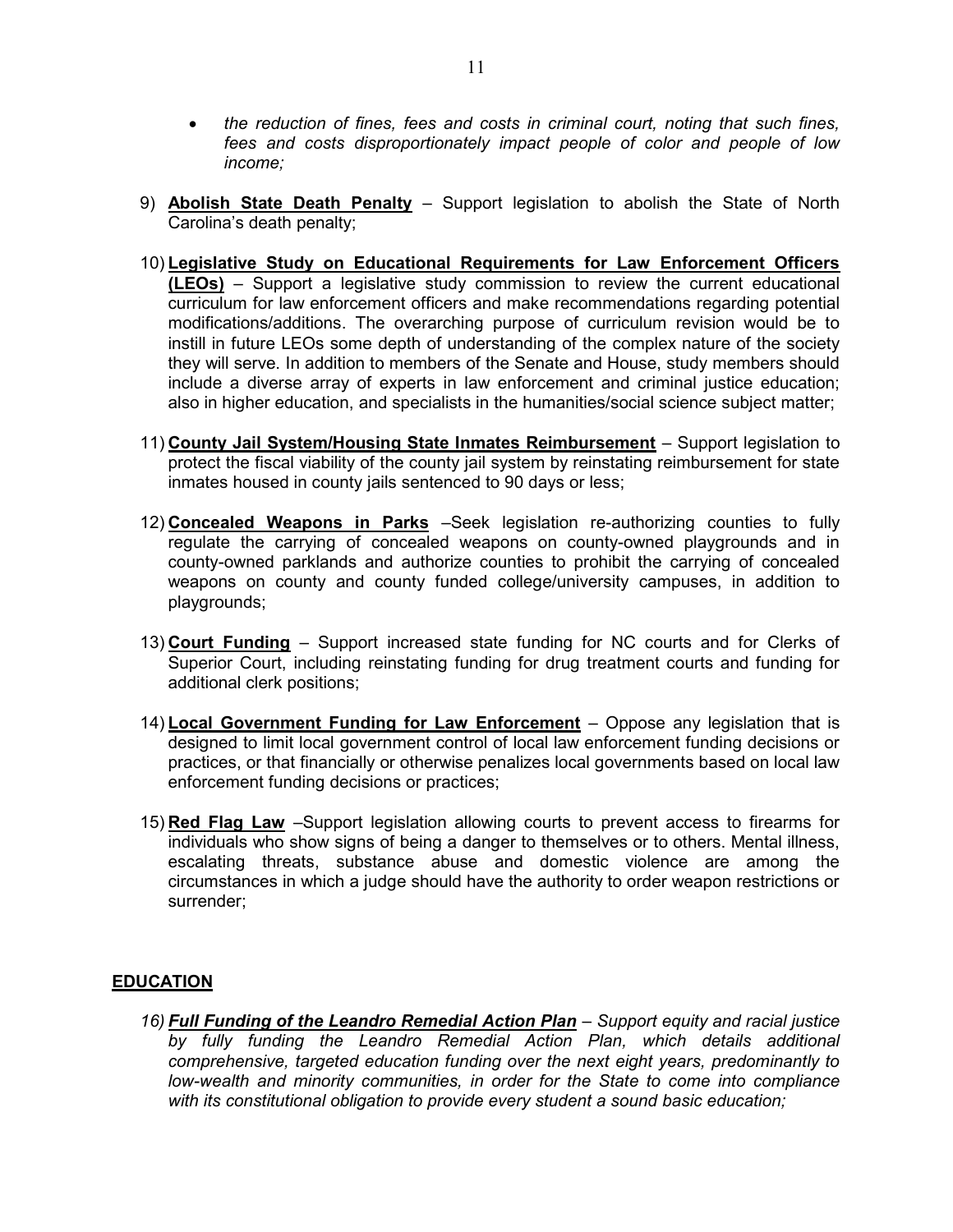- *the reduction of fines, fees and costs in criminal court, noting that such fines, fees and costs disproportionately impact people of color and people of low income;*

9) **Abolish State Death Penalty** – Support legislation to abolish the State of North Carolina's death penalty;

10) **Legislative Study on Educational Requirements for Law Enforcement Officers (LEOs)** – Support a legislative study commission to review the current educational curriculum for law enforcement officers and make recommendations regarding potential modifications/additions. The overarching purpose of curriculum revision would be to instill in future LEOs some depth of understanding of the complex nature of the society they will serve. In addition to members of the Senate and House, study members should include a diverse array of experts in law enforcement and criminal justice education; also in higher education, and specialists in the humanities/social science subject matter;

11) **County Jail System/Housing State Inmates Reimbursement** – Support legislation to protect the fiscal viability of the county jail system by reinstating reimbursement for state inmates housed in county jails sentenced to 90 days or less;

12) **Concealed Weapons in Parks** –Seek legislation re-authorizing counties to fully regulate the carrying of concealed weapons on county-owned playgrounds and in county-owned parklands and authorize counties to prohibit the carrying of concealed weapons on county and county funded college/university campuses, in addition to playgrounds;

13) **Court Funding** – Support increased state funding for NC courts and for Clerks of Superior Court, including reinstating funding for drug treatment courts and funding for additional clerk positions;

14) **Local Government Funding for Law Enforcement** – Oppose any legislation that is designed to limit local government control of local law enforcement funding decisions or practices, or that financially or otherwise penalizes local governments based on local law enforcement funding decisions or practices;

15) **Red Flag Law** –Support legislation allowing courts to prevent access to firearms for individuals who show signs of being a danger to themselves or to others. Mental illness, escalating threats, substance abuse and domestic violence are among the circumstances in which a judge should have the authority to order weapon restrictions or surrender;

## EDUCATION

16) ***Full Funding of the Leandro Remedial Action Plan*** – *Support equity and racial justice by fully funding the Leandro Remedial Action Plan, which details additional comprehensive, targeted education funding over the next eight years, predominantly to low-wealth and minority communities, in order for the State to come into compliance with its constitutional obligation to provide every student a sound basic education;*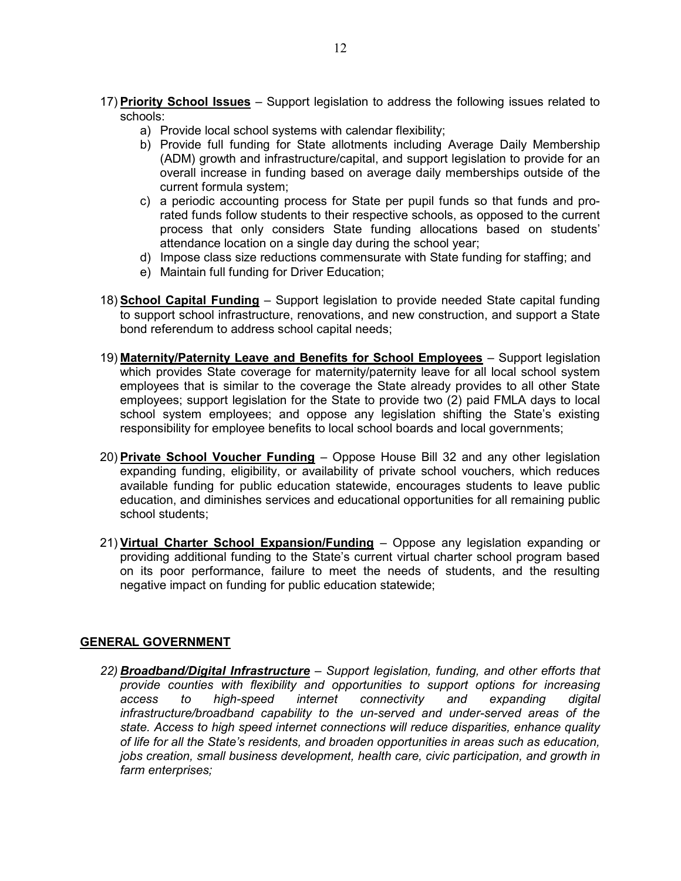17) **Priority School Issues** – Support legislation to address the following issues related to schools:
    a) Provide local school systems with calendar flexibility;
    b) Provide full funding for State allotments including Average Daily Membership (ADM) growth and infrastructure/capital, and support legislation to provide for an overall increase in funding based on average daily memberships outside of the current formula system;
    c) a periodic accounting process for State per pupil funds so that funds and pro-rated funds follow students to their respective schools, as opposed to the current process that only considers State funding allocations based on students' attendance location on a single day during the school year;
    d) Impose class size reductions commensurate with State funding for staffing; and
    e) Maintain full funding for Driver Education;

18) **School Capital Funding** – Support legislation to provide needed State capital funding to support school infrastructure, renovations, and new construction, and support a State bond referendum to address school capital needs;

19) **Maternity/Paternity Leave and Benefits for School Employees** – Support legislation which provides State coverage for maternity/paternity leave for all local school system employees that is similar to the coverage the State already provides to all other State employees; support legislation for the State to provide two (2) paid FMLA days to local school system employees; and oppose any legislation shifting the State's existing responsibility for employee benefits to local school boards and local governments;

20) **Private School Voucher Funding** – Oppose House Bill 32 and any other legislation expanding funding, eligibility, or availability of private school vouchers, which reduces available funding for public education statewide, encourages students to leave public education, and diminishes services and educational opportunities for all remaining public school students;

21) **Virtual Charter School Expansion/Funding** – Oppose any legislation expanding or providing additional funding to the State's current virtual charter school program based on its poor performance, failure to meet the needs of students, and the resulting negative impact on funding for public education statewide;

## GENERAL GOVERNMENT

22) ***Broadband/Digital Infrastructure*** *– Support legislation, funding, and other efforts that provide counties with flexibility and opportunities to support options for increasing access to high-speed internet connectivity and expanding digital infrastructure/broadband capability to the un-served and under-served areas of the state. Access to high speed internet connections will reduce disparities, enhance quality of life for all the State's residents, and broaden opportunities in areas such as education, jobs creation, small business development, health care, civic participation, and growth in farm enterprises;*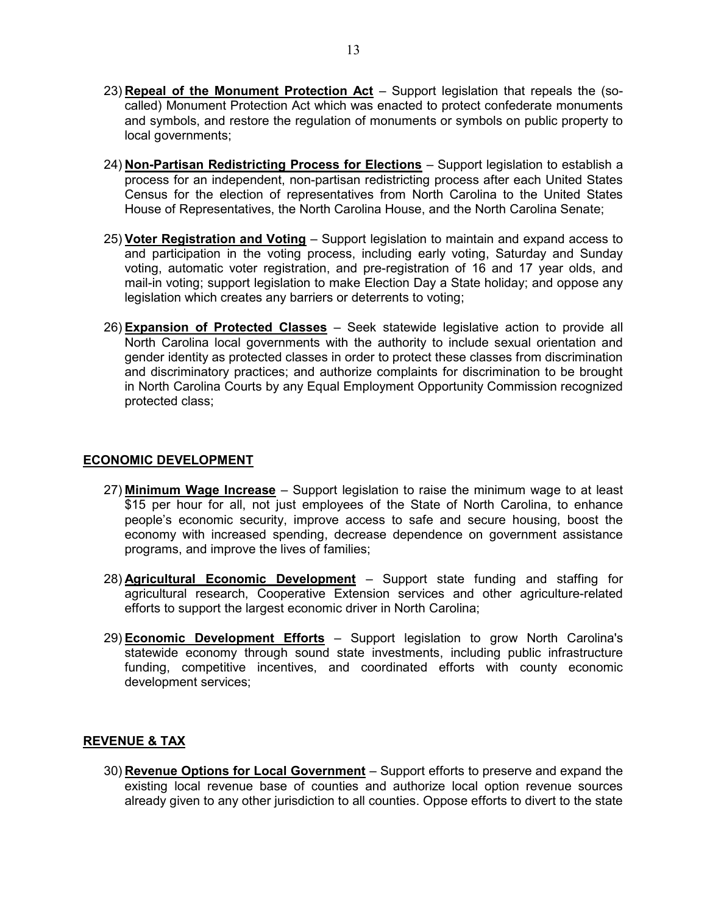23) **Repeal of the Monument Protection Act** – Support legislation that repeals the (so-called) Monument Protection Act which was enacted to protect confederate monuments and symbols, and restore the regulation of monuments or symbols on public property to local governments;

24) **Non-Partisan Redistricting Process for Elections** – Support legislation to establish a process for an independent, non-partisan redistricting process after each United States Census for the election of representatives from North Carolina to the United States House of Representatives, the North Carolina House, and the North Carolina Senate;

25) **Voter Registration and Voting** – Support legislation to maintain and expand access to and participation in the voting process, including early voting, Saturday and Sunday voting, automatic voter registration, and pre-registration of 16 and 17 year olds, and mail-in voting; support legislation to make Election Day a State holiday; and oppose any legislation which creates any barriers or deterrents to voting;

26) **Expansion of Protected Classes** – Seek statewide legislative action to provide all North Carolina local governments with the authority to include sexual orientation and gender identity as protected classes in order to protect these classes from discrimination and discriminatory practices; and authorize complaints for discrimination to be brought in North Carolina Courts by any Equal Employment Opportunity Commission recognized protected class;

## ECONOMIC DEVELOPMENT

27) **Minimum Wage Increase** – Support legislation to raise the minimum wage to at least $15 per hour for all, not just employees of the State of North Carolina, to enhance people's economic security, improve access to safe and secure housing, boost the economy with increased spending, decrease dependence on government assistance programs, and improve the lives of families;

28) **Agricultural Economic Development** – Support state funding and staffing for agricultural research, Cooperative Extension services and other agriculture-related efforts to support the largest economic driver in North Carolina;

29) **Economic Development Efforts** – Support legislation to grow North Carolina's statewide economy through sound state investments, including public infrastructure funding, competitive incentives, and coordinated efforts with county economic development services;

## REVENUE & TAX

30) **Revenue Options for Local Government** – Support efforts to preserve and expand the existing local revenue base of counties and authorize local option revenue sources already given to any other jurisdiction to all counties. Oppose efforts to divert to the state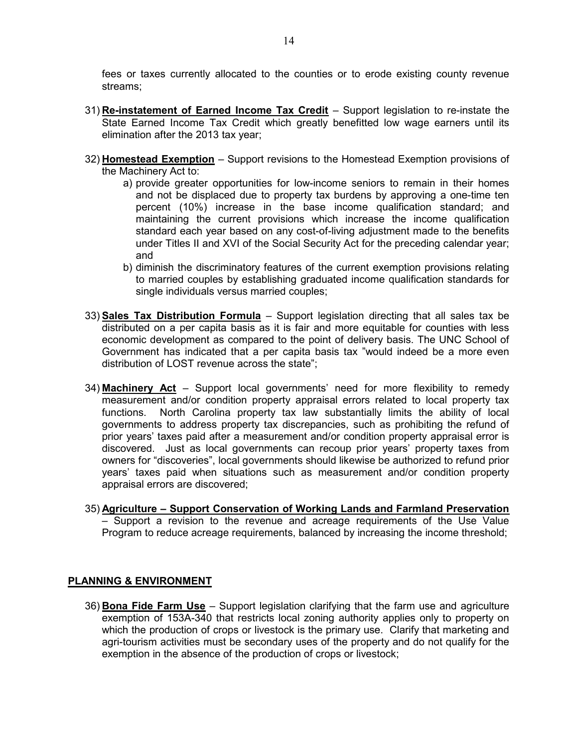fees or taxes currently allocated to the counties or to erode existing county revenue streams;

31) **Re-instatement of Earned Income Tax Credit** – Support legislation to re-instate the State Earned Income Tax Credit which greatly benefitted low wage earners until its elimination after the 2013 tax year;

32) **Homestead Exemption** – Support revisions to the Homestead Exemption provisions of the Machinery Act to:
    a) provide greater opportunities for low-income seniors to remain in their homes and not be displaced due to property tax burdens by approving a one-time ten percent (10%) increase in the base income qualification standard; and maintaining the current provisions which increase the income qualification standard each year based on any cost-of-living adjustment made to the benefits under Titles II and XVI of the Social Security Act for the preceding calendar year; and
    b) diminish the discriminatory features of the current exemption provisions relating to married couples by establishing graduated income qualification standards for single individuals versus married couples;

33) **Sales Tax Distribution Formula** – Support legislation directing that all sales tax be distributed on a per capita basis as it is fair and more equitable for counties with less economic development as compared to the point of delivery basis. The UNC School of Government has indicated that a per capita basis tax "would indeed be a more even distribution of LOST revenue across the state";

34) **Machinery Act** – Support local governments' need for more flexibility to remedy measurement and/or condition property appraisal errors related to local property tax functions. North Carolina property tax law substantially limits the ability of local governments to address property tax discrepancies, such as prohibiting the refund of prior years' taxes paid after a measurement and/or condition property appraisal error is discovered. Just as local governments can recoup prior years' property taxes from owners for "discoveries", local governments should likewise be authorized to refund prior years' taxes paid when situations such as measurement and/or condition property appraisal errors are discovered;

35) **Agriculture – Support Conservation of Working Lands and Farmland Preservation** – Support a revision to the revenue and acreage requirements of the Use Value Program to reduce acreage requirements, balanced by increasing the income threshold;

## PLANNING & ENVIRONMENT

36) **Bona Fide Farm Use** – Support legislation clarifying that the farm use and agriculture exemption of 153A-340 that restricts local zoning authority applies only to property on which the production of crops or livestock is the primary use. Clarify that marketing and agri-tourism activities must be secondary uses of the property and do not qualify for the exemption in the absence of the production of crops or livestock;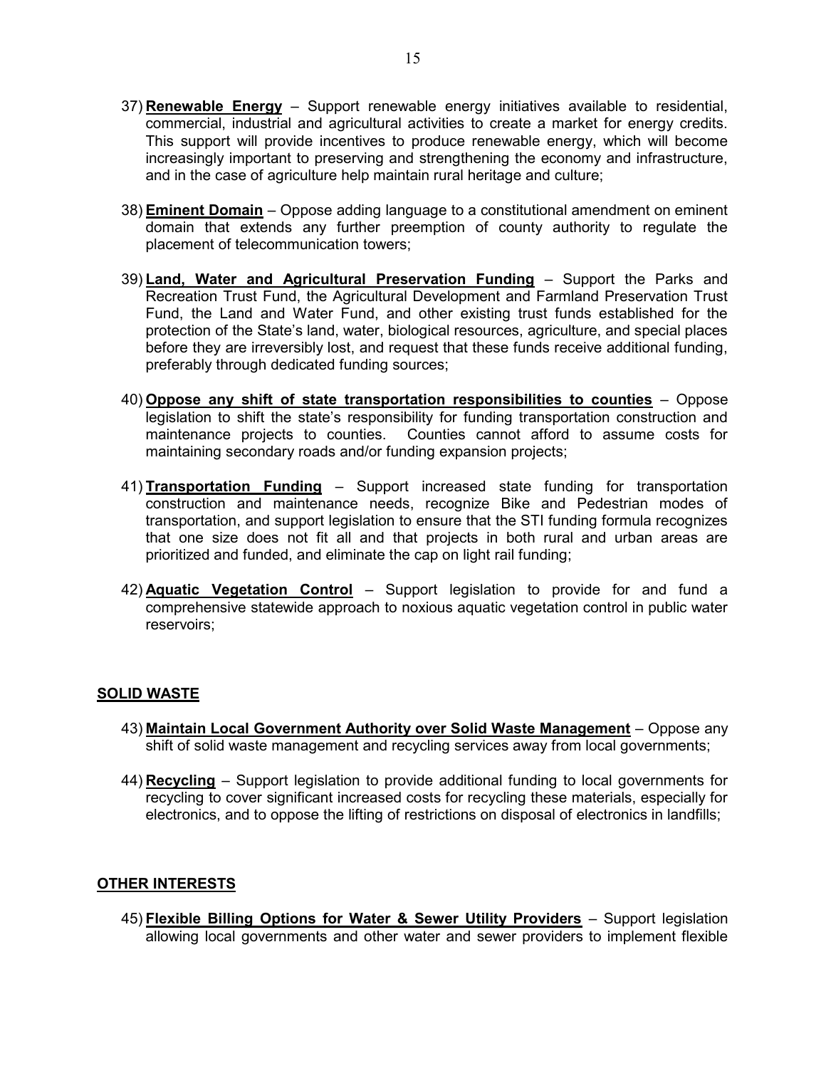37) **Renewable Energy** – Support renewable energy initiatives available to residential, commercial, industrial and agricultural activities to create a market for energy credits. This support will provide incentives to produce renewable energy, which will become increasingly important to preserving and strengthening the economy and infrastructure, and in the case of agriculture help maintain rural heritage and culture;

38) **Eminent Domain** – Oppose adding language to a constitutional amendment on eminent domain that extends any further preemption of county authority to regulate the placement of telecommunication towers;

39) **Land, Water and Agricultural Preservation Funding** – Support the Parks and Recreation Trust Fund, the Agricultural Development and Farmland Preservation Trust Fund, the Land and Water Fund, and other existing trust funds established for the protection of the State's land, water, biological resources, agriculture, and special places before they are irreversibly lost, and request that these funds receive additional funding, preferably through dedicated funding sources;

40) **Oppose any shift of state transportation responsibilities to counties** – Oppose legislation to shift the state's responsibility for funding transportation construction and maintenance projects to counties. Counties cannot afford to assume costs for maintaining secondary roads and/or funding expansion projects;

41) **Transportation Funding** – Support increased state funding for transportation construction and maintenance needs, recognize Bike and Pedestrian modes of transportation, and support legislation to ensure that the STI funding formula recognizes that one size does not fit all and that projects in both rural and urban areas are prioritized and funded, and eliminate the cap on light rail funding;

42) **Aquatic Vegetation Control** – Support legislation to provide for and fund a comprehensive statewide approach to noxious aquatic vegetation control in public water reservoirs;

## SOLID WASTE

43) **Maintain Local Government Authority over Solid Waste Management** – Oppose any shift of solid waste management and recycling services away from local governments;

44) **Recycling** – Support legislation to provide additional funding to local governments for recycling to cover significant increased costs for recycling these materials, especially for electronics, and to oppose the lifting of restrictions on disposal of electronics in landfills;

## OTHER INTERESTS

45) **Flexible Billing Options for Water & Sewer Utility Providers** – Support legislation allowing local governments and other water and sewer providers to implement flexible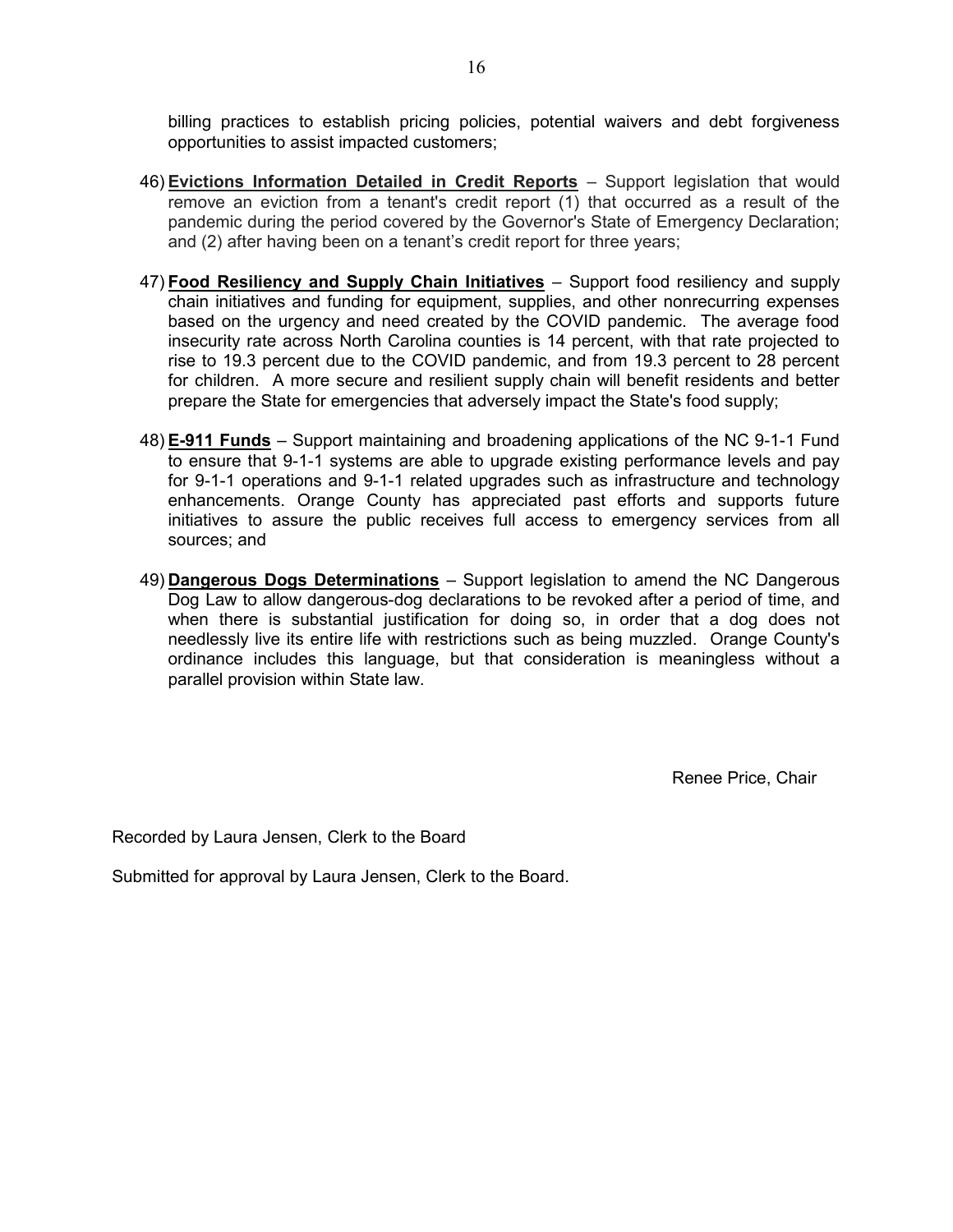billing practices to establish pricing policies, potential waivers and debt forgiveness opportunities to assist impacted customers;

46) **Evictions Information Detailed in Credit Reports** – Support legislation that would remove an eviction from a tenant's credit report (1) that occurred as a result of the pandemic during the period covered by the Governor's State of Emergency Declaration; and (2) after having been on a tenant's credit report for three years;

47) **Food Resiliency and Supply Chain Initiatives** – Support food resiliency and supply chain initiatives and funding for equipment, supplies, and other nonrecurring expenses based on the urgency and need created by the COVID pandemic. The average food insecurity rate across North Carolina counties is 14 percent, with that rate projected to rise to 19.3 percent due to the COVID pandemic, and from 19.3 percent to 28 percent for children. A more secure and resilient supply chain will benefit residents and better prepare the State for emergencies that adversely impact the State's food supply;

48) **E-911 Funds** – Support maintaining and broadening applications of the NC 9-1-1 Fund to ensure that 9-1-1 systems are able to upgrade existing performance levels and pay for 9-1-1 operations and 9-1-1 related upgrades such as infrastructure and technology enhancements. Orange County has appreciated past efforts and supports future initiatives to assure the public receives full access to emergency services from all sources; and

49) **Dangerous Dogs Determinations** – Support legislation to amend the NC Dangerous Dog Law to allow dangerous-dog declarations to be revoked after a period of time, and when there is substantial justification for doing so, in order that a dog does not needlessly live its entire life with restrictions such as being muzzled. Orange County's ordinance includes this language, but that consideration is meaningless without a parallel provision within State law.

Renee Price, Chair

Recorded by Laura Jensen, Clerk to the Board

Submitted for approval by Laura Jensen, Clerk to the Board.